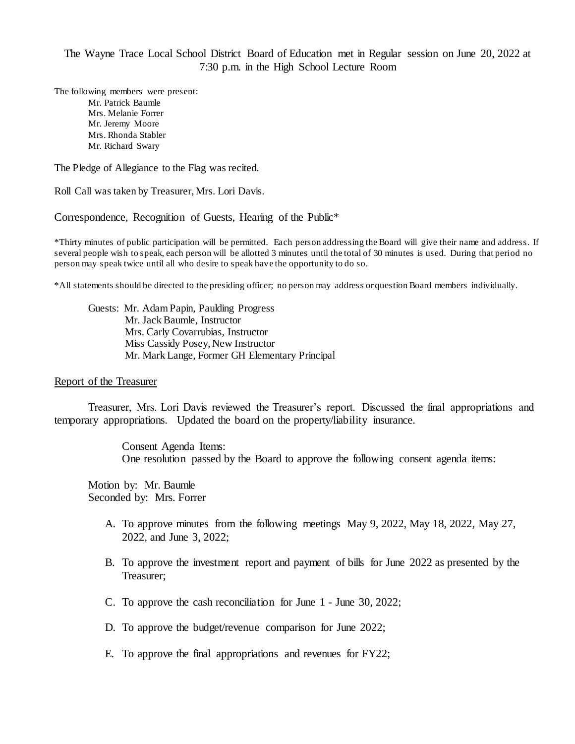The Wayne Trace Local School District Board of Education met in Regular session on June 20, 2022 at 7:30 p.m. in the High School Lecture Room

The following members were present:

- Mr. Patrick Baumle
- Mrs. Melanie Forrer
- Mr. Jeremy Moore
- Mrs. Rhonda Stabler
- Mr. Richard Swary

The Pledge of Allegiance to the Flag was recited.

Roll Call was taken by Treasurer, Mrs. Lori Davis.

Correspondence, Recognition of Guests, Hearing of the Public*

*Thirty minutes of public participation will be permitted. Each person addressing the Board will give their name and address. If several people wish to speak, each person will be allotted 3 minutes until the total of 30 minutes is used. During that period no person may speak twice until all who desire to speak have the opportunity to do so.

*All statements should be directed to the presiding officer; no person may address or question Board members individually.

Guests: Mr. Adam Papin, Paulding Progress
Mr. Jack Baumle, Instructor
Mrs. Carly Covarrubias, Instructor
Miss Cassidy Posey, New Instructor
Mr. Mark Lange, Former GH Elementary Principal

## Report of the Treasurer

Treasurer, Mrs. Lori Davis reviewed the Treasurer's report. Discussed the final appropriations and temporary appropriations. Updated the board on the property/liability insurance.

Consent Agenda Items:
One resolution passed by the Board to approve the following consent agenda items:

Motion by: Mr. Baumle
Seconded by: Mrs. Forrer

A. To approve minutes from the following meetings May 9, 2022, May 18, 2022, May 27, 2022, and June 3, 2022;

B. To approve the investment report and payment of bills for June 2022 as presented by the Treasurer;

C. To approve the cash reconciliation for June 1 - June 30, 2022;

D. To approve the budget/revenue comparison for June 2022;

E. To approve the final appropriations and revenues for FY22;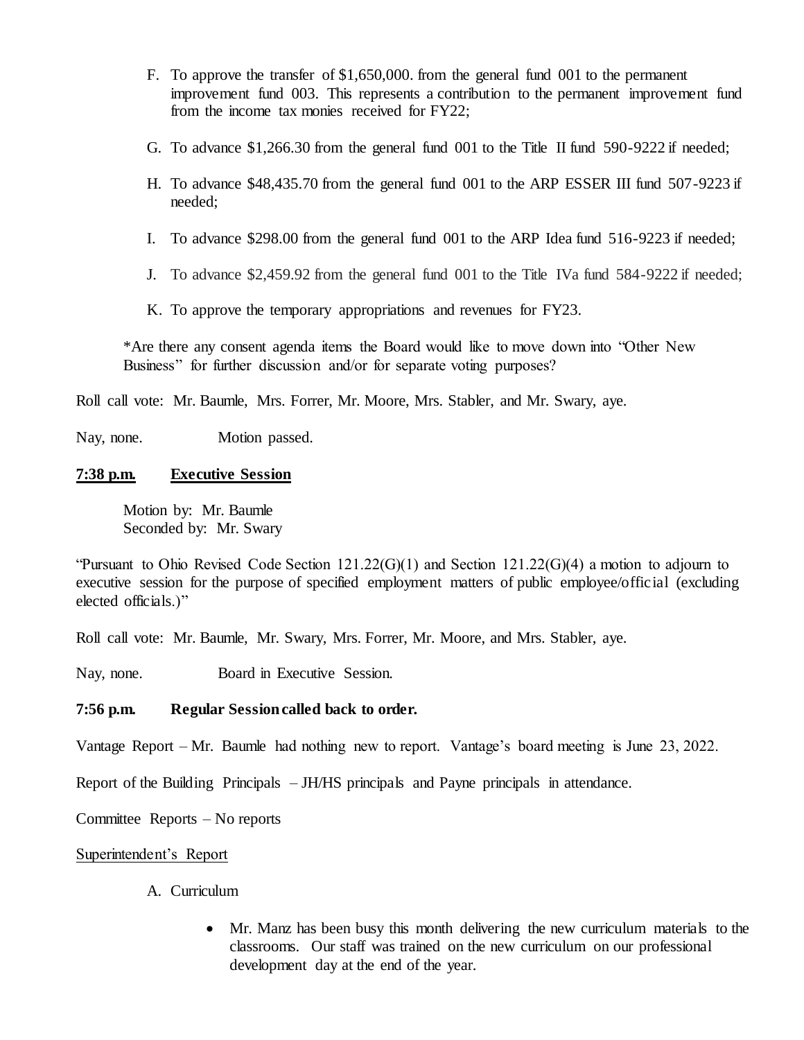F. To approve the transfer of $1,650,000. from the general fund 001 to the permanent improvement fund 003. This represents a contribution to the permanent improvement fund from the income tax monies received for FY22;

G. To advance $1,266.30 from the general fund 001 to the Title II fund 590-9222 if needed;

H. To advance $48,435.70 from the general fund 001 to the ARP ESSER III fund 507-9223 if needed;

I. To advance $298.00 from the general fund 001 to the ARP Idea fund 516-9223 if needed;

J. To advance $2,459.92 from the general fund 001 to the Title IVa fund 584-9222 if needed;

K. To approve the temporary appropriations and revenues for FY23.

*Are there any consent agenda items the Board would like to move down into "Other New Business" for further discussion and/or for separate voting purposes?

Roll call vote: Mr. Baumle, Mrs. Forrer, Mr. Moore, Mrs. Stabler, and Mr. Swary, aye.

Nay, none. Motion passed.

**7:38 p.m. Executive Session**

Motion by: Mr. Baumle
Seconded by: Mr. Swary

"Pursuant to Ohio Revised Code Section 121.22(G)(1) and Section 121.22(G)(4) a motion to adjourn to executive session for the purpose of specified employment matters of public employee/official (excluding elected officials.)"

Roll call vote: Mr. Baumle, Mr. Swary, Mrs. Forrer, Mr. Moore, and Mrs. Stabler, aye.

Nay, none. Board in Executive Session.

**7:56 p.m. Regular Session called back to order.**

Vantage Report – Mr. Baumle had nothing new to report. Vantage's board meeting is June 23, 2022.

Report of the Building Principals – JH/HS principals and Payne principals in attendance.

Committee Reports – No reports

Superintendent's Report

A. Curriculum

- Mr. Manz has been busy this month delivering the new curriculum materials to the classrooms. Our staff was trained on the new curriculum on our professional development day at the end of the year.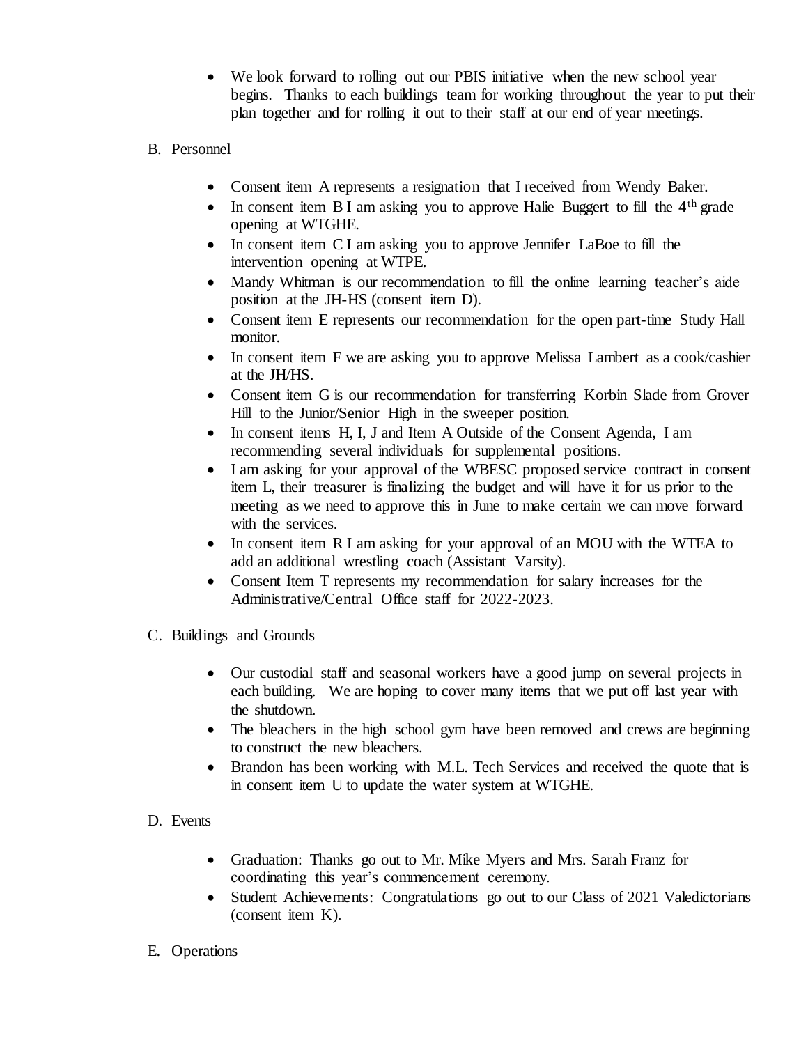- We look forward to rolling out our PBIS initiative when the new school year begins. Thanks to each buildings team for working throughout the year to put their plan together and for rolling it out to their staff at our end of year meetings.

B. Personnel

- Consent item A represents a resignation that I received from Wendy Baker.
- In consent item B I am asking you to approve Halie Buggert to fill the 4th grade opening at WTGHE.
- In consent item C I am asking you to approve Jennifer LaBoe to fill the intervention opening at WTPE.
- Mandy Whitman is our recommendation to fill the online learning teacher's aide position at the JH-HS (consent item D).
- Consent item E represents our recommendation for the open part-time Study Hall monitor.
- In consent item F we are asking you to approve Melissa Lambert as a cook/cashier at the JH/HS.
- Consent item G is our recommendation for transferring Korbin Slade from Grover Hill to the Junior/Senior High in the sweeper position.
- In consent items H, I, J and Item A Outside of the Consent Agenda, I am recommending several individuals for supplemental positions.
- I am asking for your approval of the WBESC proposed service contract in consent item L, their treasurer is finalizing the budget and will have it for us prior to the meeting as we need to approve this in June to make certain we can move forward with the services.
- In consent item R I am asking for your approval of an MOU with the WTEA to add an additional wrestling coach (Assistant Varsity).
- Consent Item T represents my recommendation for salary increases for the Administrative/Central Office staff for 2022-2023.

C. Buildings and Grounds

- Our custodial staff and seasonal workers have a good jump on several projects in each building. We are hoping to cover many items that we put off last year with the shutdown.
- The bleachers in the high school gym have been removed and crews are beginning to construct the new bleachers.
- Brandon has been working with M.L. Tech Services and received the quote that is in consent item U to update the water system at WTGHE.

D. Events

- Graduation: Thanks go out to Mr. Mike Myers and Mrs. Sarah Franz for coordinating this year's commencement ceremony.
- Student Achievements: Congratulations go out to our Class of 2021 Valedictorians (consent item K).

E. Operations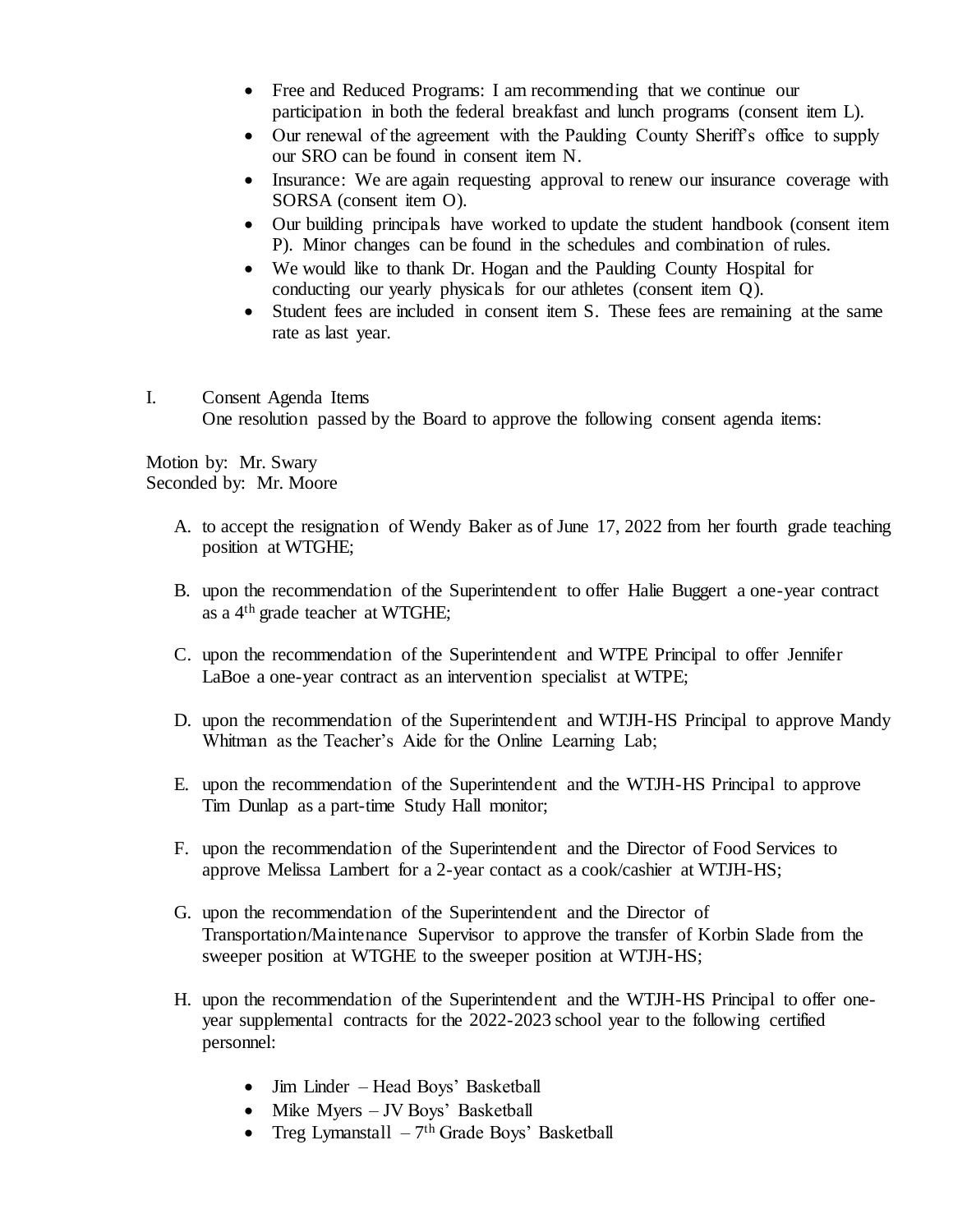- Free and Reduced Programs: I am recommending that we continue our participation in both the federal breakfast and lunch programs (consent item L).
- Our renewal of the agreement with the Paulding County Sheriff's office to supply our SRO can be found in consent item N.
- Insurance: We are again requesting approval to renew our insurance coverage with SORSA (consent item O).
- Our building principals have worked to update the student handbook (consent item P). Minor changes can be found in the schedules and combination of rules.
- We would like to thank Dr. Hogan and the Paulding County Hospital for conducting our yearly physicals for our athletes (consent item Q).
- Student fees are included in consent item S. These fees are remaining at the same rate as last year.

I. Consent Agenda Items
One resolution passed by the Board to approve the following consent agenda items:

Motion by: Mr. Swary
Seconded by: Mr. Moore

A. to accept the resignation of Wendy Baker as of June 17, 2022 from her fourth grade teaching position at WTGHE;

B. upon the recommendation of the Superintendent to offer Halie Buggert a one-year contract as a 4th grade teacher at WTGHE;

C. upon the recommendation of the Superintendent and WTPE Principal to offer Jennifer LaBoe a one-year contract as an intervention specialist at WTPE;

D. upon the recommendation of the Superintendent and WTJH-HS Principal to approve Mandy Whitman as the Teacher's Aide for the Online Learning Lab;

E. upon the recommendation of the Superintendent and the WTJH-HS Principal to approve Tim Dunlap as a part-time Study Hall monitor;

F. upon the recommendation of the Superintendent and the Director of Food Services to approve Melissa Lambert for a 2-year contact as a cook/cashier at WTJH-HS;

G. upon the recommendation of the Superintendent and the Director of Transportation/Maintenance Supervisor to approve the transfer of Korbin Slade from the sweeper position at WTGHE to the sweeper position at WTJH-HS;

H. upon the recommendation of the Superintendent and the WTJH-HS Principal to offer one-year supplemental contracts for the 2022-2023 school year to the following certified personnel:

- Jim Linder – Head Boys' Basketball
- Mike Myers – JV Boys' Basketball
- Treg Lymanstall – 7th Grade Boys' Basketball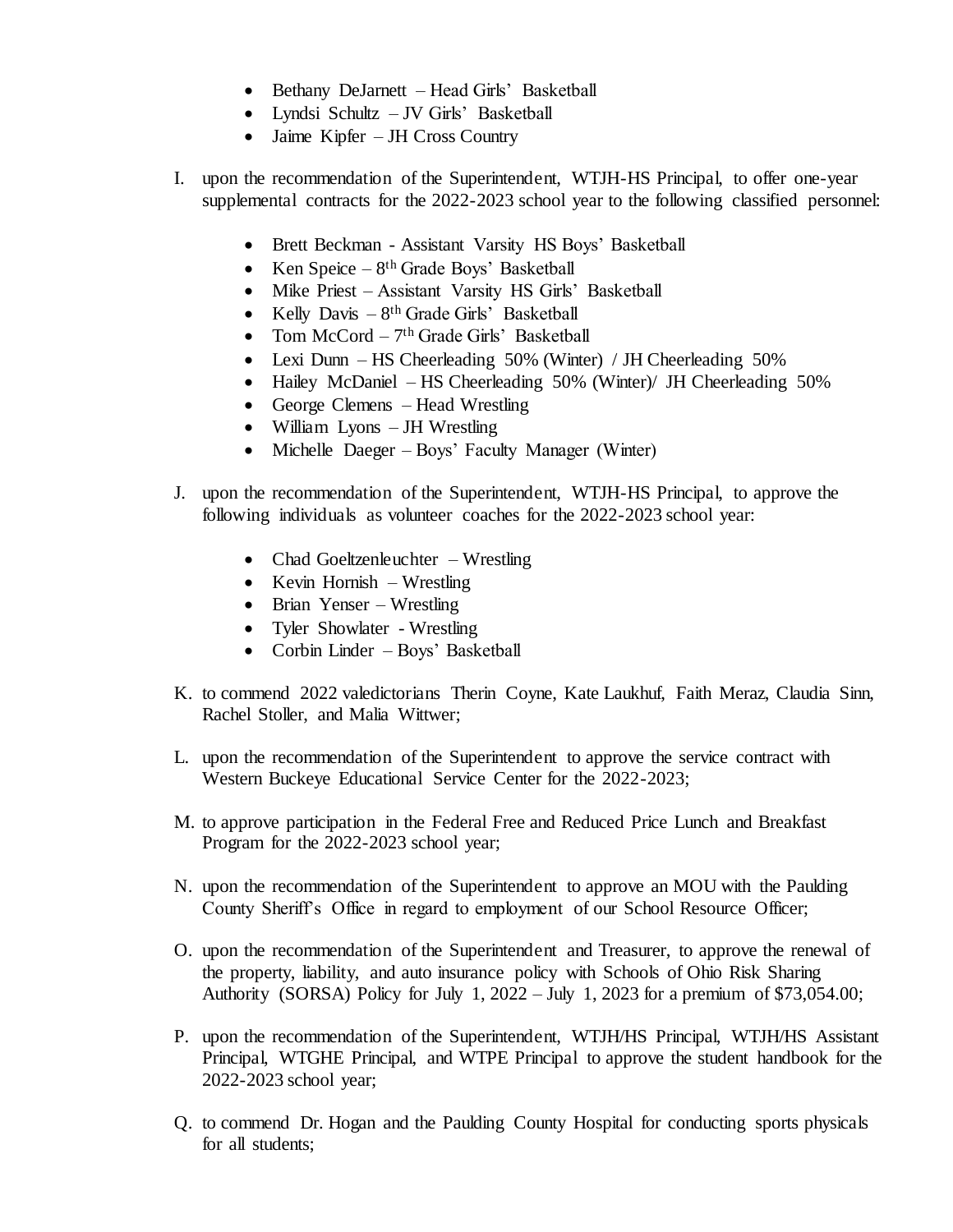- Bethany DeJarnett – Head Girls' Basketball
- Lyndsi Schultz – JV Girls' Basketball
- Jaime Kipfer – JH Cross Country

I. upon the recommendation of the Superintendent, WTJH-HS Principal, to offer one-year supplemental contracts for the 2022-2023 school year to the following classified personnel:

- Brett Beckman - Assistant Varsity HS Boys' Basketball
- Ken Speice – 8th Grade Boys' Basketball
- Mike Priest – Assistant Varsity HS Girls' Basketball
- Kelly Davis – 8th Grade Girls' Basketball
- Tom McCord – 7th Grade Girls' Basketball
- Lexi Dunn – HS Cheerleading 50% (Winter) / JH Cheerleading 50%
- Hailey McDaniel – HS Cheerleading 50% (Winter)/ JH Cheerleading 50%
- George Clemens – Head Wrestling
- William Lyons – JH Wrestling
- Michelle Daeger – Boys' Faculty Manager (Winter)

J. upon the recommendation of the Superintendent, WTJH-HS Principal, to approve the following individuals as volunteer coaches for the 2022-2023 school year:

- Chad Goeltzenleuchter – Wrestling
- Kevin Hornish – Wrestling
- Brian Yenser – Wrestling
- Tyler Showlater - Wrestling
- Corbin Linder – Boys' Basketball

K. to commend 2022 valedictorians Therin Coyne, Kate Laukhuf, Faith Meraz, Claudia Sinn, Rachel Stoller, and Malia Wittwer;

L. upon the recommendation of the Superintendent to approve the service contract with Western Buckeye Educational Service Center for the 2022-2023;

M. to approve participation in the Federal Free and Reduced Price Lunch and Breakfast Program for the 2022-2023 school year;

N. upon the recommendation of the Superintendent to approve an MOU with the Paulding County Sheriff's Office in regard to employment of our School Resource Officer;

O. upon the recommendation of the Superintendent and Treasurer, to approve the renewal of the property, liability, and auto insurance policy with Schools of Ohio Risk Sharing Authority (SORSA) Policy for July 1, 2022 – July 1, 2023 for a premium of $73,054.00;

P. upon the recommendation of the Superintendent, WTJH/HS Principal, WTJH/HS Assistant Principal, WTGHE Principal, and WTPE Principal to approve the student handbook for the 2022-2023 school year;

Q. to commend Dr. Hogan and the Paulding County Hospital for conducting sports physicals for all students;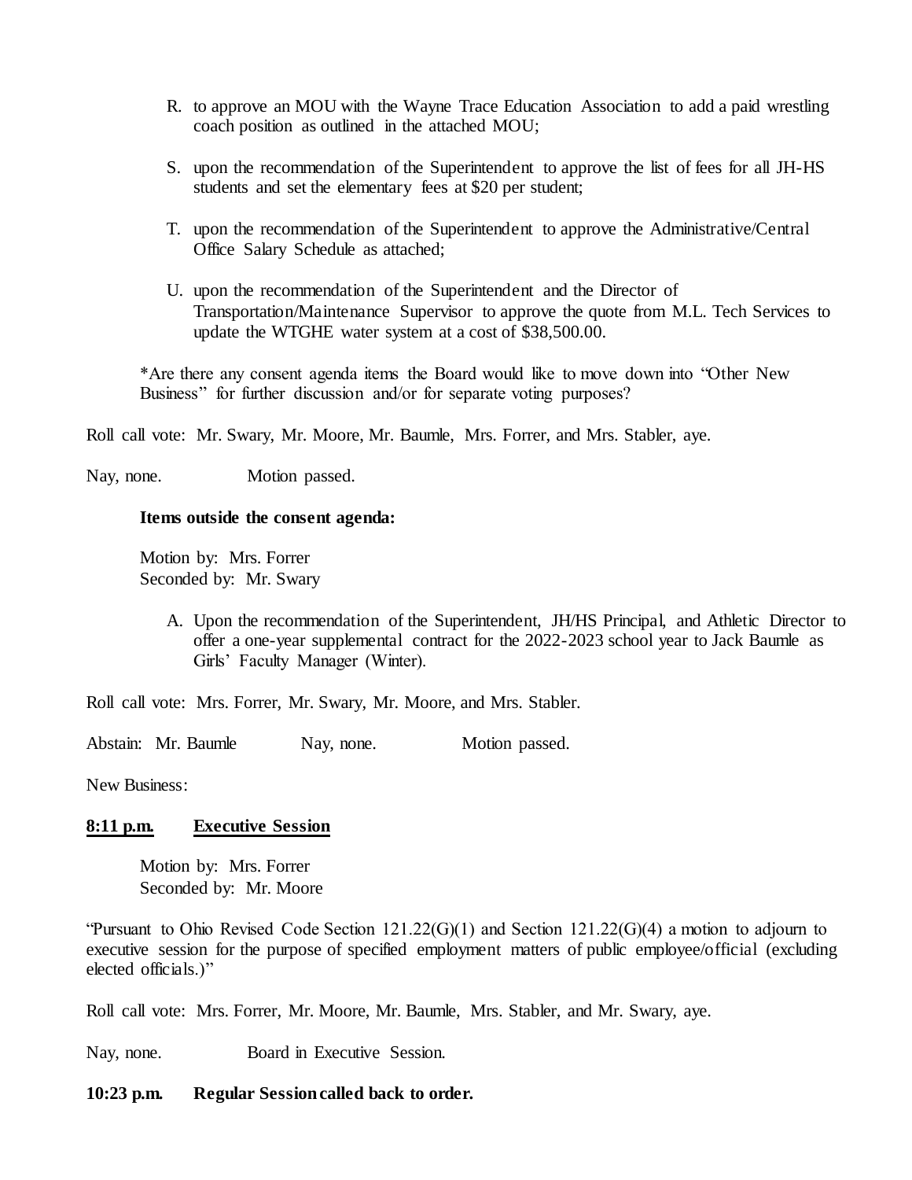R. to approve an MOU with the Wayne Trace Education Association to add a paid wrestling coach position as outlined in the attached MOU;

S. upon the recommendation of the Superintendent to approve the list of fees for all JH-HS students and set the elementary fees at $20 per student;

T. upon the recommendation of the Superintendent to approve the Administrative/Central Office Salary Schedule as attached;

U. upon the recommendation of the Superintendent and the Director of Transportation/Maintenance Supervisor to approve the quote from M.L. Tech Services to update the WTGHE water system at a cost of $38,500.00.

*Are there any consent agenda items the Board would like to move down into "Other New Business" for further discussion and/or for separate voting purposes?

Roll call vote: Mr. Swary, Mr. Moore, Mr. Baumle, Mrs. Forrer, and Mrs. Stabler, aye.

Nay, none. Motion passed.

**Items outside the consent agenda:**

Motion by: Mrs. Forrer
Seconded by: Mr. Swary

A. Upon the recommendation of the Superintendent, JH/HS Principal, and Athletic Director to offer a one-year supplemental contract for the 2022-2023 school year to Jack Baumle as Girls' Faculty Manager (Winter).

Roll call vote: Mrs. Forrer, Mr. Swary, Mr. Moore, and Mrs. Stabler.

Abstain: Mr. Baumle Nay, none. Motion passed.

New Business:

**<u>8:11 p.m.</u> <u>Executive Session</u>**

Motion by: Mrs. Forrer
Seconded by: Mr. Moore

"Pursuant to Ohio Revised Code Section 121.22(G)(1) and Section 121.22(G)(4) a motion to adjourn to executive session for the purpose of specified employment matters of public employee/official (excluding elected officials.)"

Roll call vote: Mrs. Forrer, Mr. Moore, Mr. Baumle, Mrs. Stabler, and Mr. Swary, aye.

Nay, none. Board in Executive Session.

**10:23 p.m. Regular Session called back to order.**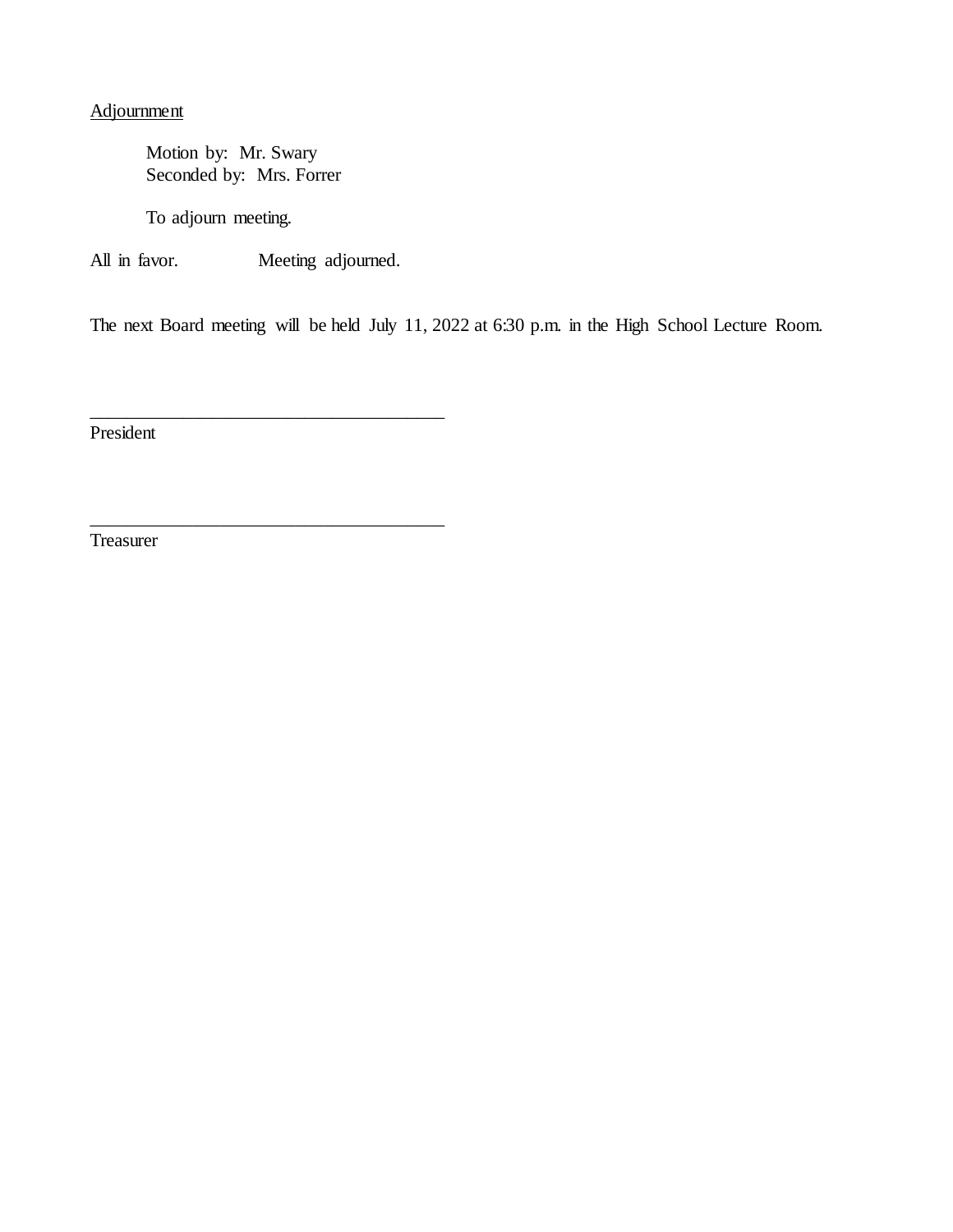Adjournment

Motion by: Mr. Swary
Seconded by: Mrs. Forrer

To adjourn meeting.

All in favor. Meeting adjourned.

The next Board meeting will be held July 11, 2022 at 6:30 p.m. in the High School Lecture Room.

_______________________________________
President

_______________________________________
Treasurer